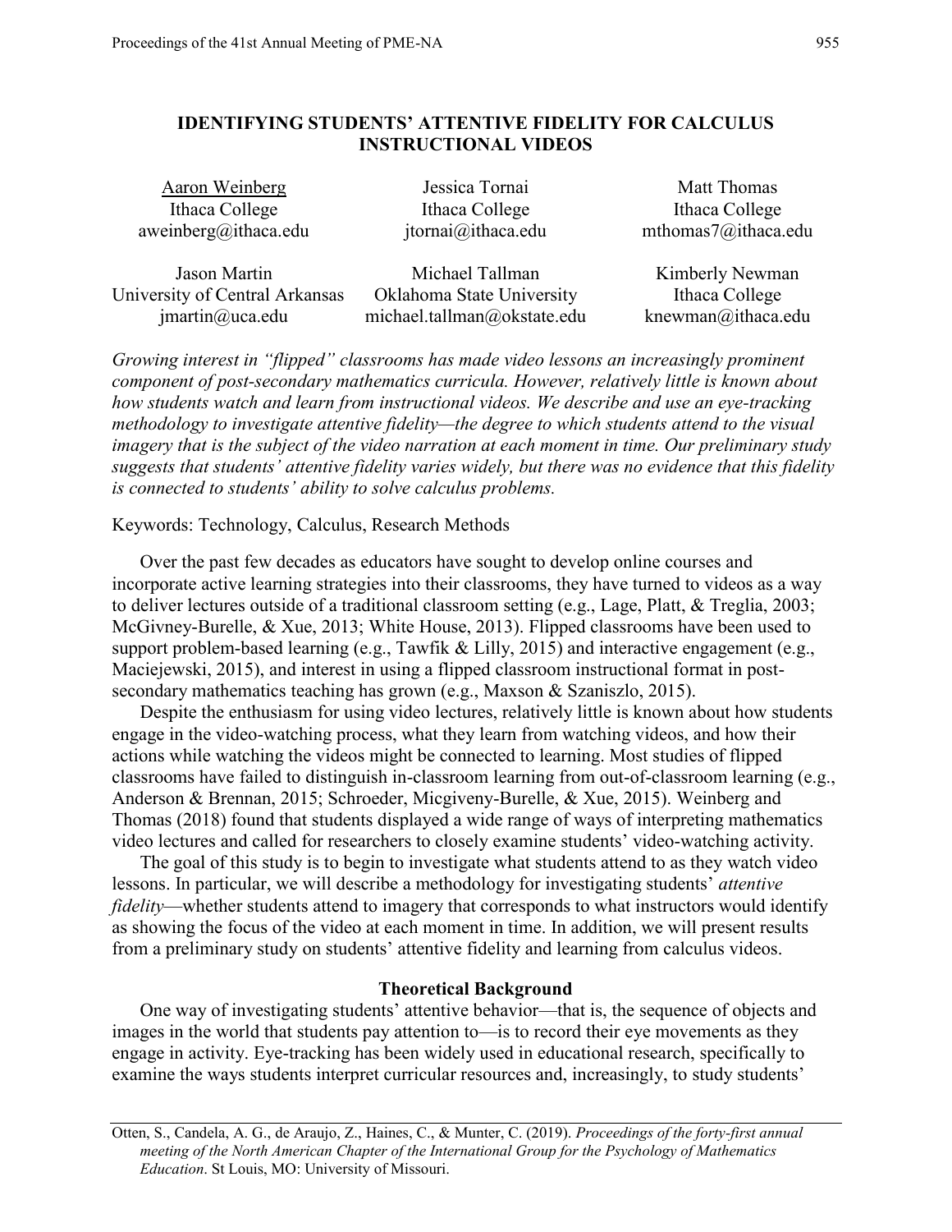# IDENTIFYING STUDENTS' ATTENTIVE FIDELITY FOR CALCULUS INSTRUCTIONAL VIDEOS

| Aaron Weinberg | Jessica Tornai | Matt Thomas |
|---|---|---|
| Ithaca College | Ithaca College | Ithaca College |
| aweinberg@ithaca.edu | jtornai@ithaca.edu | mthomas7@ithaca.edu |

| Jason Martin | Michael Tallman | Kimberly Newman |
|---|---|---|
| University of Central Arkansas | Oklahoma State University | Ithaca College |
| jmartin@uca.edu | michael.tallman@okstate.edu | knewman@ithaca.edu |

*Growing interest in "flipped" classrooms has made video lessons an increasingly prominent component of post-secondary mathematics curricula. However, relatively little is known about how students watch and learn from instructional videos. We describe and use an eye-tracking methodology to investigate attentive fidelity—the degree to which students attend to the visual imagery that is the subject of the video narration at each moment in time. Our preliminary study suggests that students' attentive fidelity varies widely, but there was no evidence that this fidelity is connected to students' ability to solve calculus problems.*

Keywords: Technology, Calculus, Research Methods

Over the past few decades as educators have sought to develop online courses and incorporate active learning strategies into their classrooms, they have turned to videos as a way to deliver lectures outside of a traditional classroom setting (e.g., Lage, Platt, & Treglia, 2003; McGivney-Burelle, & Xue, 2013; White House, 2013). Flipped classrooms have been used to support problem-based learning (e.g., Tawfik & Lilly, 2015) and interactive engagement (e.g., Maciejewski, 2015), and interest in using a flipped classroom instructional format in post-secondary mathematics teaching has grown (e.g., Maxson & Szaniszlo, 2015).

Despite the enthusiasm for using video lectures, relatively little is known about how students engage in the video-watching process, what they learn from watching videos, and how their actions while watching the videos might be connected to learning. Most studies of flipped classrooms have failed to distinguish in-classroom learning from out-of-classroom learning (e.g., Anderson & Brennan, 2015; Schroeder, Micgiveny-Burelle, & Xue, 2015). Weinberg and Thomas (2018) found that students displayed a wide range of ways of interpreting mathematics video lectures and called for researchers to closely examine students' video-watching activity.

The goal of this study is to begin to investigate what students attend to as they watch video lessons. In particular, we will describe a methodology for investigating students' *attentive fidelity*—whether students attend to imagery that corresponds to what instructors would identify as showing the focus of the video at each moment in time. In addition, we will present results from a preliminary study on students' attentive fidelity and learning from calculus videos.

## Theoretical Background

One way of investigating students' attentive behavior—that is, the sequence of objects and images in the world that students pay attention to—is to record their eye movements as they engage in activity. Eye-tracking has been widely used in educational research, specifically to examine the ways students interpret curricular resources and, increasingly, to study students'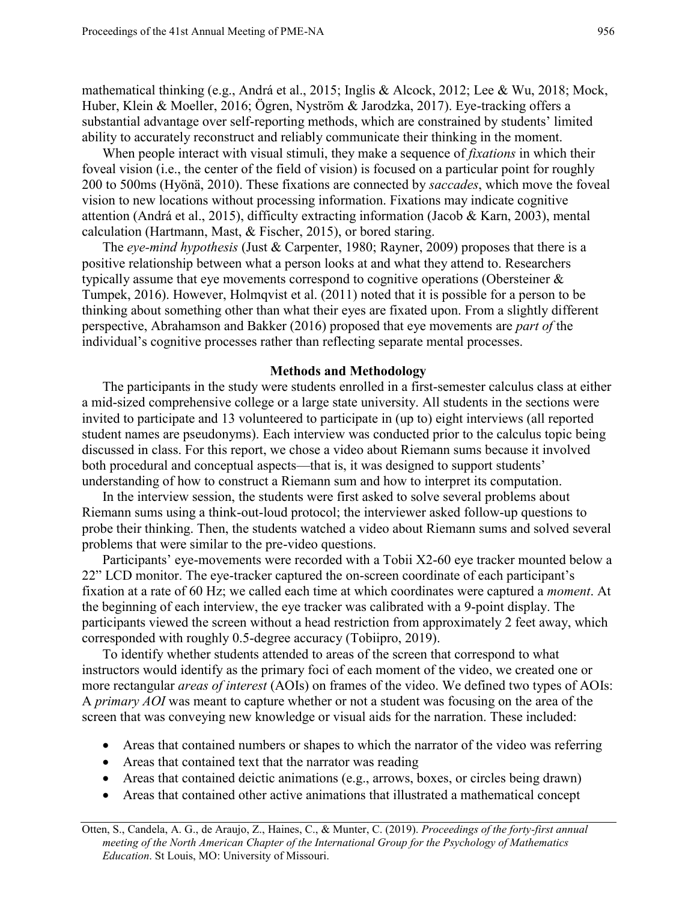mathematical thinking (e.g., Andrá et al., 2015; Inglis & Alcock, 2012; Lee & Wu, 2018; Mock, Huber, Klein & Moeller, 2016; Ögren, Nyström & Jarodzka, 2017). Eye-tracking offers a substantial advantage over self-reporting methods, which are constrained by students' limited ability to accurately reconstruct and reliably communicate their thinking in the moment.

When people interact with visual stimuli, they make a sequence of *fixations* in which their foveal vision (i.e., the center of the field of vision) is focused on a particular point for roughly 200 to 500ms (Hyönä, 2010). These fixations are connected by *saccades*, which move the foveal vision to new locations without processing information. Fixations may indicate cognitive attention (Andrá et al., 2015), difficulty extracting information (Jacob & Karn, 2003), mental calculation (Hartmann, Mast, & Fischer, 2015), or bored staring.

The *eye-mind hypothesis* (Just & Carpenter, 1980; Rayner, 2009) proposes that there is a positive relationship between what a person looks at and what they attend to. Researchers typically assume that eye movements correspond to cognitive operations (Obersteiner & Tumpek, 2016). However, Holmqvist et al. (2011) noted that it is possible for a person to be thinking about something other than what their eyes are fixated upon. From a slightly different perspective, Abrahamson and Bakker (2016) proposed that eye movements are *part of* the individual's cognitive processes rather than reflecting separate mental processes.

## Methods and Methodology

The participants in the study were students enrolled in a first-semester calculus class at either a mid-sized comprehensive college or a large state university. All students in the sections were invited to participate and 13 volunteered to participate in (up to) eight interviews (all reported student names are pseudonyms). Each interview was conducted prior to the calculus topic being discussed in class. For this report, we chose a video about Riemann sums because it involved both procedural and conceptual aspects—that is, it was designed to support students' understanding of how to construct a Riemann sum and how to interpret its computation.

In the interview session, the students were first asked to solve several problems about Riemann sums using a think-out-loud protocol; the interviewer asked follow-up questions to probe their thinking. Then, the students watched a video about Riemann sums and solved several problems that were similar to the pre-video questions.

Participants' eye-movements were recorded with a Tobii X2-60 eye tracker mounted below a 22" LCD monitor. The eye-tracker captured the on-screen coordinate of each participant's fixation at a rate of 60 Hz; we called each time at which coordinates were captured a *moment*. At the beginning of each interview, the eye tracker was calibrated with a 9-point display. The participants viewed the screen without a head restriction from approximately 2 feet away, which corresponded with roughly 0.5-degree accuracy (Tobiipro, 2019).

To identify whether students attended to areas of the screen that correspond to what instructors would identify as the primary foci of each moment of the video, we created one or more rectangular *areas of interest* (AOIs) on frames of the video. We defined two types of AOIs: A *primary AOI* was meant to capture whether or not a student was focusing on the area of the screen that was conveying new knowledge or visual aids for the narration. These included:

- Areas that contained numbers or shapes to which the narrator of the video was referring
- Areas that contained text that the narrator was reading
- Areas that contained deictic animations (e.g., arrows, boxes, or circles being drawn)
- Areas that contained other active animations that illustrated a mathematical concept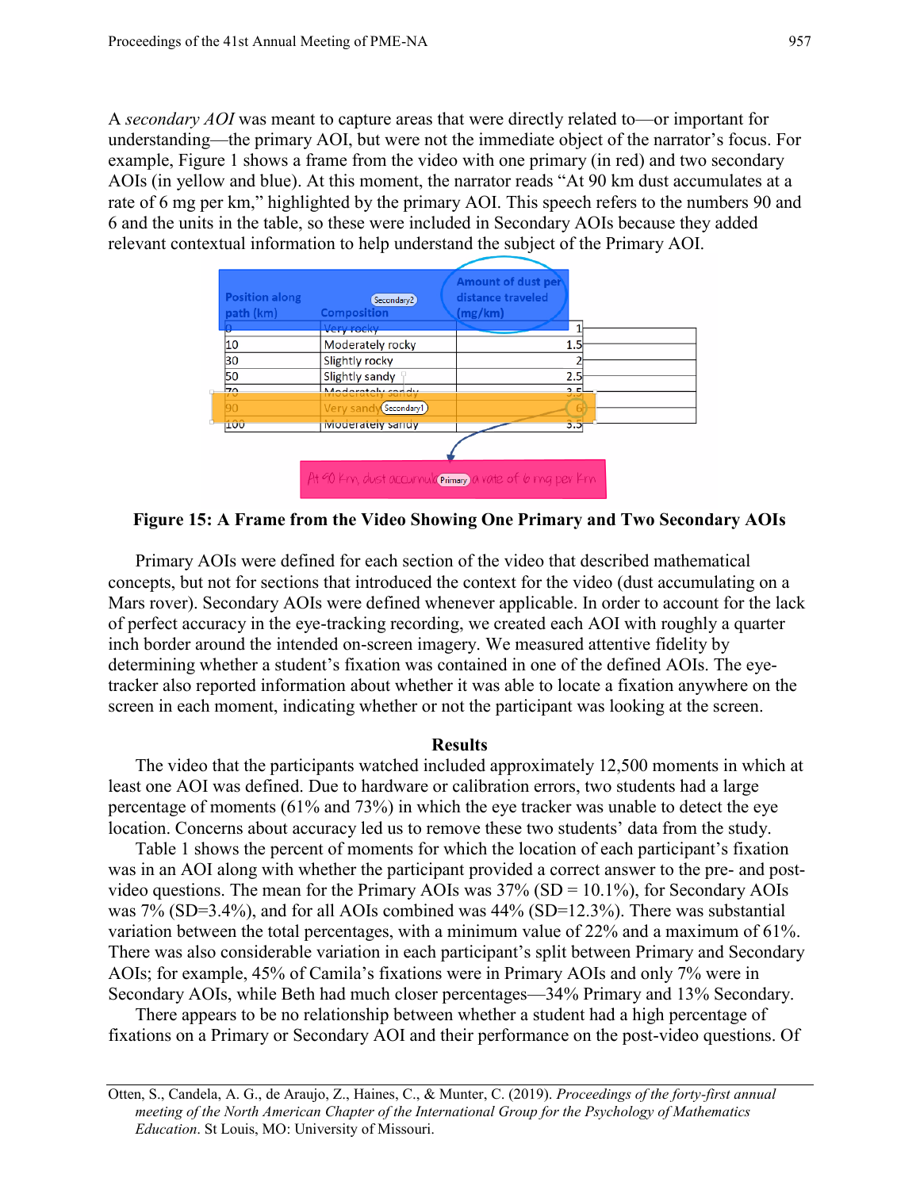A *secondary AOI* was meant to capture areas that were directly related to—or important for understanding—the primary AOI, but were not the immediate object of the narrator's focus. For example, Figure 1 shows a frame from the video with one primary (in red) and two secondary AOIs (in yellow and blue). At this moment, the narrator reads "At 90 km dust accumulates at a rate of 6 mg per km," highlighted by the primary AOI. This speech refers to the numbers 90 and 6 and the units in the table, so these were included in Secondary AOIs because they added relevant contextual information to help understand the subject of the Primary AOI.

**Figure 15: A Frame from the Video Showing One Primary and Two Secondary AOIs**

Primary AOIs were defined for each section of the video that described mathematical concepts, but not for sections that introduced the context for the video (dust accumulating on a Mars rover). Secondary AOIs were defined whenever applicable. In order to account for the lack of perfect accuracy in the eye-tracking recording, we created each AOI with roughly a quarter inch border around the intended on-screen imagery. We measured attentive fidelity by determining whether a student's fixation was contained in one of the defined AOIs. The eye-tracker also reported information about whether it was able to locate a fixation anywhere on the screen in each moment, indicating whether or not the participant was looking at the screen.

## Results

The video that the participants watched included approximately 12,500 moments in which at least one AOI was defined. Due to hardware or calibration errors, two students had a large percentage of moments (61% and 73%) in which the eye tracker was unable to detect the eye location. Concerns about accuracy led us to remove these two students' data from the study.

Table 1 shows the percent of moments for which the location of each participant's fixation was in an AOI along with whether the participant provided a correct answer to the pre- and post-video questions. The mean for the Primary AOIs was 37% (SD = 10.1%), for Secondary AOIs was 7% (SD=3.4%), and for all AOIs combined was 44% (SD=12.3%). There was substantial variation between the total percentages, with a minimum value of 22% and a maximum of 61%. There was also considerable variation in each participant's split between Primary and Secondary AOIs; for example, 45% of Camila's fixations were in Primary AOIs and only 7% were in Secondary AOIs, while Beth had much closer percentages—34% Primary and 13% Secondary.

There appears to be no relationship between whether a student had a high percentage of fixations on a Primary or Secondary AOI and their performance on the post-video questions. Of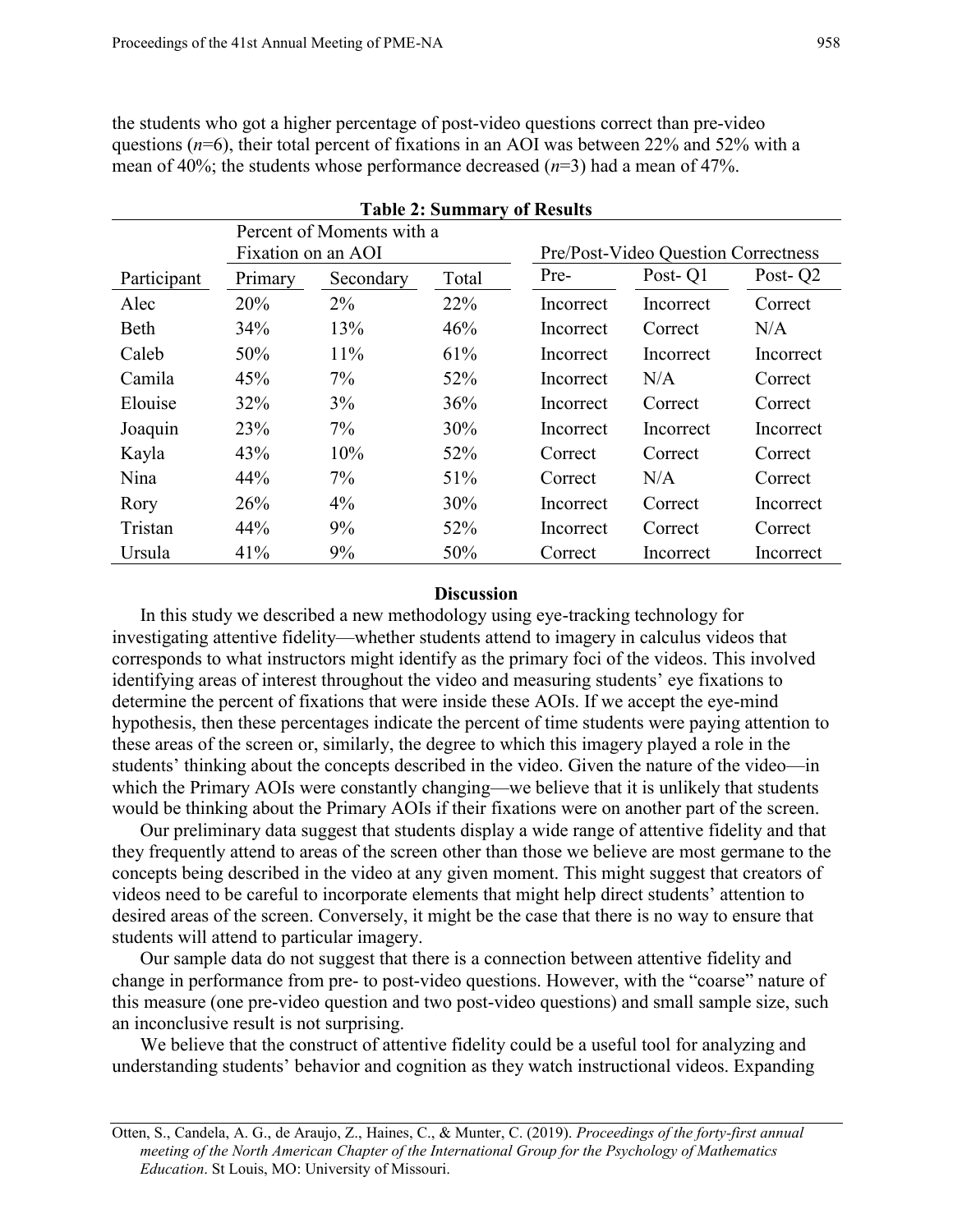the students who got a higher percentage of post-video questions correct than pre-video questions ($n$=6), their total percent of fixations in an AOI was between 22% and 52% with a mean of 40%; the students whose performance decreased ($n$=3) had a mean of 47%.

**Table 2: Summary of Results**

| | Percent of Moments with a Fixation on an AOI | | | Pre/Post-Video Question Correctness | | |
|---|---|---|---|---|---|---|
| Participant | Primary | Secondary | Total | Pre- | Post- Q1 | Post- Q2 |
| Alec | 20% | 2% | 22% | Incorrect | Incorrect | Correct |
| Beth | 34% | 13% | 46% | Incorrect | Correct | N/A |
| Caleb | 50% | 11% | 61% | Incorrect | Incorrect | Incorrect |
| Camila | 45% | 7% | 52% | Incorrect | N/A | Correct |
| Elouise | 32% | 3% | 36% | Incorrect | Correct | Correct |
| Joaquin | 23% | 7% | 30% | Incorrect | Incorrect | Incorrect |
| Kayla | 43% | 10% | 52% | Correct | Correct | Correct |
| Nina | 44% | 7% | 51% | Correct | N/A | Correct |
| Rory | 26% | 4% | 30% | Incorrect | Correct | Incorrect |
| Tristan | 44% | 9% | 52% | Incorrect | Correct | Correct |
| Ursula | 41% | 9% | 50% | Correct | Incorrect | Incorrect |

## Discussion

In this study we described a new methodology using eye-tracking technology for investigating attentive fidelity—whether students attend to imagery in calculus videos that corresponds to what instructors might identify as the primary foci of the videos. This involved identifying areas of interest throughout the video and measuring students' eye fixations to determine the percent of fixations that were inside these AOIs. If we accept the eye-mind hypothesis, then these percentages indicate the percent of time students were paying attention to these areas of the screen or, similarly, the degree to which this imagery played a role in the students' thinking about the concepts described in the video. Given the nature of the video—in which the Primary AOIs were constantly changing—we believe that it is unlikely that students would be thinking about the Primary AOIs if their fixations were on another part of the screen.

Our preliminary data suggest that students display a wide range of attentive fidelity and that they frequently attend to areas of the screen other than those we believe are most germane to the concepts being described in the video at any given moment. This might suggest that creators of videos need to be careful to incorporate elements that might help direct students' attention to desired areas of the screen. Conversely, it might be the case that there is no way to ensure that students will attend to particular imagery.

Our sample data do not suggest that there is a connection between attentive fidelity and change in performance from pre- to post-video questions. However, with the "coarse" nature of this measure (one pre-video question and two post-video questions) and small sample size, such an inconclusive result is not surprising.

We believe that the construct of attentive fidelity could be a useful tool for analyzing and understanding students' behavior and cognition as they watch instructional videos. Expanding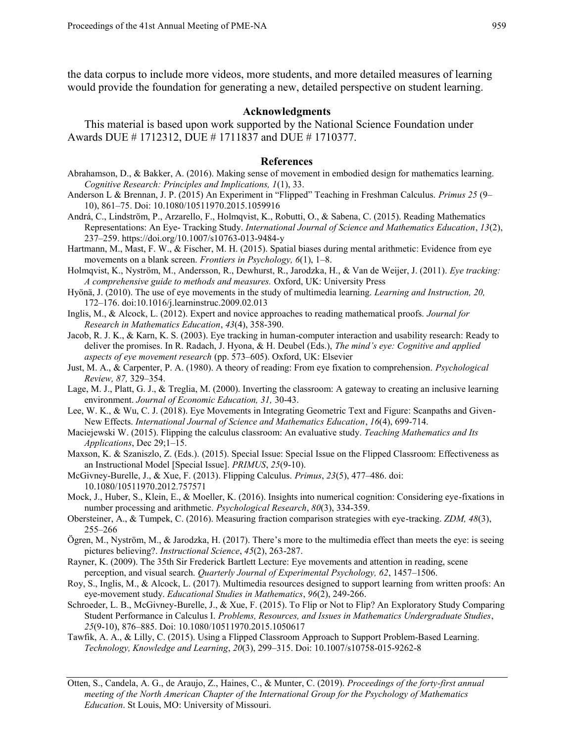the data corpus to include more videos, more students, and more detailed measures of learning would provide the foundation for generating a new, detailed perspective on student learning.

## Acknowledgments

This material is based upon work supported by the National Science Foundation under Awards DUE # 1712312, DUE # 1711837 and DUE # 1710377.

## References

Abrahamson, D., & Bakker, A. (2016). Making sense of movement in embodied design for mathematics learning. *Cognitive Research: Principles and Implications, 1*(1), 33.

Anderson L & Brennan, J. P. (2015) An Experiment in "Flipped" Teaching in Freshman Calculus. *Primus 25* (9–10), 861–75. Doi: 10.1080/10511970.2015.1059916

Andrá, C., Lindström, P., Arzarello, F., Holmqvist, K., Robutti, O., & Sabena, C. (2015). Reading Mathematics Representations: An Eye- Tracking Study. *International Journal of Science and Mathematics Education*, *13*(2), 237–259. https://doi.org/10.1007/s10763-013-9484-y

Hartmann, M., Mast, F. W., & Fischer, M. H. (2015). Spatial biases during mental arithmetic: Evidence from eye movements on a blank screen. *Frontiers in Psychology, 6*(1), 1–8.

Holmqvist, K., Nyström, M., Andersson, R., Dewhurst, R., Jarodzka, H., & Van de Weijer, J. (2011). *Eye tracking: A comprehensive guide to methods and measures.* Oxford, UK: University Press

Hyönä, J. (2010). The use of eye movements in the study of multimedia learning. *Learning and Instruction, 20,* 172–176. doi:10.1016/j.learninstruc.2009.02.013

Inglis, M., & Alcock, L. (2012). Expert and novice approaches to reading mathematical proofs. *Journal for Research in Mathematics Education*, *43*(4), 358-390.

Jacob, R. J. K., & Karn, K. S. (2003). Eye tracking in human-computer interaction and usability research: Ready to deliver the promises. In R. Radach, J. Hyona, & H. Deubel (Eds.), *The mind's eye: Cognitive and applied aspects of eye movement research* (pp. 573–605). Oxford, UK: Elsevier

Just, M. A., & Carpenter, P. A. (1980). A theory of reading: From eye fixation to comprehension. *Psychological Review, 87,* 329–354.

Lage, M. J., Platt, G. J., & Treglia, M. (2000). Inverting the classroom: A gateway to creating an inclusive learning environment. *Journal of Economic Education, 31,* 30-43.

Lee, W. K., & Wu, C. J. (2018). Eye Movements in Integrating Geometric Text and Figure: Scanpaths and Given-New Effects. *International Journal of Science and Mathematics Education*, *16*(4), 699-714.

Maciejewski W. (2015). Flipping the calculus classroom: An evaluative study. *Teaching Mathematics and Its Applications*, Dec 29;1–15.

Maxson, K. & Szaniszlo, Z. (Eds.). (2015). Special Issue: Special Issue on the Flipped Classroom: Effectiveness as an Instructional Model [Special Issue]. *PRIMUS*, *25*(9-10).

McGivney-Burelle, J., & Xue, F. (2013). Flipping Calculus. *Primus*, *23*(5), 477–486. doi: 10.1080/10511970.2012.757571

Mock, J., Huber, S., Klein, E., & Moeller, K. (2016). Insights into numerical cognition: Considering eye-fixations in number processing and arithmetic. *Psychological Research*, *80*(3), 334-359.

Obersteiner, A., & Tumpek, C. (2016). Measuring fraction comparison strategies with eye-tracking. *ZDM, 48*(3), 255–266

Ögren, M., Nyström, M., & Jarodzka, H. (2017). There's more to the multimedia effect than meets the eye: is seeing pictures believing?. *Instructional Science*, *45*(2), 263-287.

Rayner, K. (2009). The 35th Sir Frederick Bartlett Lecture: Eye movements and attention in reading, scene perception, and visual search. *Quarterly Journal of Experimental Psychology, 62*, 1457–1506.

Roy, S., Inglis, M., & Alcock, L. (2017). Multimedia resources designed to support learning from written proofs: An eye-movement study. *Educational Studies in Mathematics*, *96*(2), 249-266.

Schroeder, L. B., McGivney-Burelle, J., & Xue, F. (2015). To Flip or Not to Flip? An Exploratory Study Comparing Student Performance in Calculus I. *Problems, Resources, and Issues in Mathematics Undergraduate Studies*, *25*(9-10), 876–885. Doi: 10.1080/10511970.2015.1050617

Tawfik, A. A., & Lilly, C. (2015). Using a Flipped Classroom Approach to Support Problem-Based Learning. *Technology, Knowledge and Learning*, *20*(3), 299–315. Doi: 10.1007/s10758-015-9262-8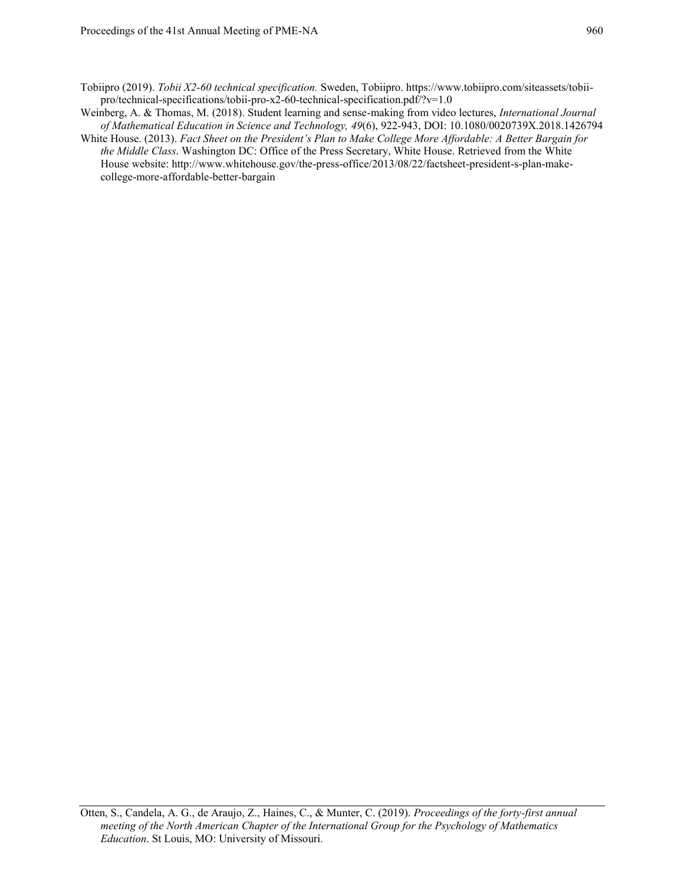Tobiipro (2019). *Tobii X2-60 technical specification.* Sweden, Tobiipro. https://www.tobiipro.com/siteassets/tobii-pro/technical-specifications/tobii-pro-x2-60-technical-specification.pdf/?v=1.0

Weinberg, A. & Thomas, M. (2018). Student learning and sense-making from video lectures, *International Journal of Mathematical Education in Science and Technology, 49*(6), 922-943, DOI: 10.1080/0020739X.2018.1426794

White House. (2013). *Fact Sheet on the President's Plan to Make College More Affordable: A Better Bargain for the Middle Class*. Washington DC: Office of the Press Secretary, White House. Retrieved from the White House website: http://www.whitehouse.gov/the-press-office/2013/08/22/factsheet-president-s-plan-make-college-more-affordable-better-bargain